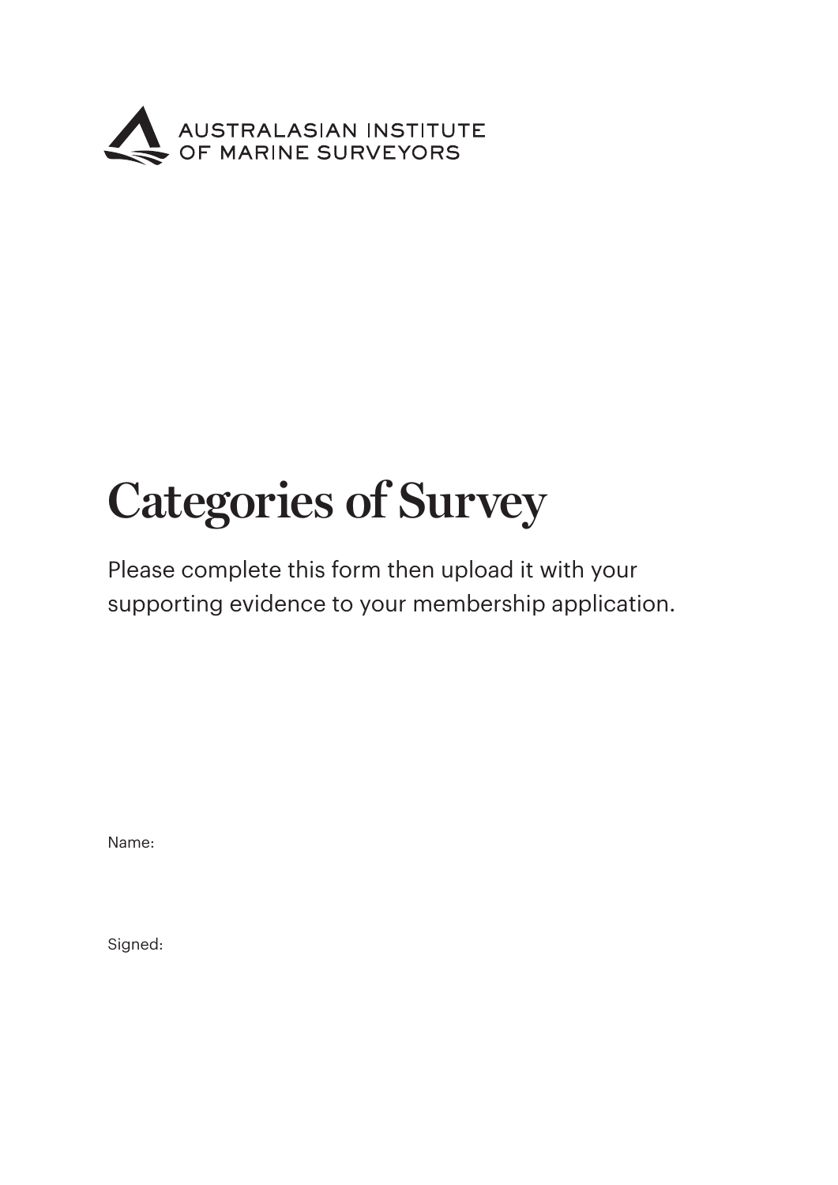AUSTRALASIAN INSTITUTE
OF MARINE SURVEYORS

# Categories of Survey

Please complete this form then upload it with your supporting evidence to your membership application.

Name:

Signed: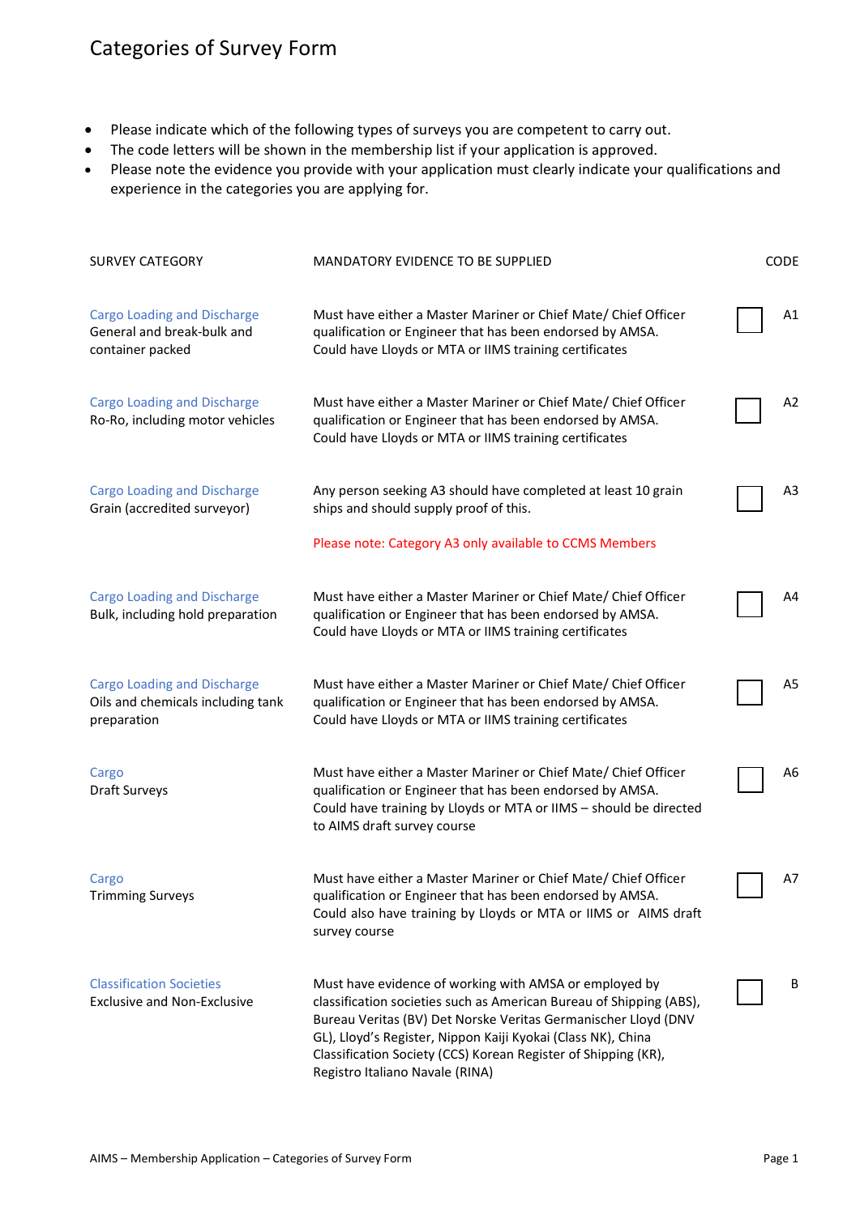# Categories of Survey Form

- Please indicate which of the following types of surveys you are competent to carry out.
- The code letters will be shown in the membership list if your application is approved.
- Please note the evidence you provide with your application must clearly indicate your qualifications and experience in the categories you are applying for.

| SURVEY CATEGORY | MANDATORY EVIDENCE TO BE SUPPLIED | | CODE |
|---|---|---|---|
| Cargo Loading and Discharge<br>General and break-bulk and container packed | Must have either a Master Mariner or Chief Mate/ Chief Officer qualification or Engineer that has been endorsed by AMSA. Could have Lloyds or MTA or IIMS training certificates | ☐ | A1 |
| Cargo Loading and Discharge<br>Ro-Ro, including motor vehicles | Must have either a Master Mariner or Chief Mate/ Chief Officer qualification or Engineer that has been endorsed by AMSA. Could have Lloyds or MTA or IIMS training certificates | ☐ | A2 |
| Cargo Loading and Discharge<br>Grain (accredited surveyor) | Any person seeking A3 should have completed at least 10 grain ships and should supply proof of this.<br><br>Please note: Category A3 only available to CCMS Members | ☐ | A3 |
| Cargo Loading and Discharge<br>Bulk, including hold preparation | Must have either a Master Mariner or Chief Mate/ Chief Officer qualification or Engineer that has been endorsed by AMSA. Could have Lloyds or MTA or IIMS training certificates | ☐ | A4 |
| Cargo Loading and Discharge<br>Oils and chemicals including tank preparation | Must have either a Master Mariner or Chief Mate/ Chief Officer qualification or Engineer that has been endorsed by AMSA. Could have Lloyds or MTA or IIMS training certificates | ☐ | A5 |
| Cargo<br>Draft Surveys | Must have either a Master Mariner or Chief Mate/ Chief Officer qualification or Engineer that has been endorsed by AMSA. Could have training by Lloyds or MTA or IIMS – should be directed to AIMS draft survey course | ☐ | A6 |
| Cargo<br>Trimming Surveys | Must have either a Master Mariner or Chief Mate/ Chief Officer qualification or Engineer that has been endorsed by AMSA. Could also have training by Lloyds or MTA or IIMS or AIMS draft survey course | ☐ | A7 |
| Classification Societies<br>Exclusive and Non-Exclusive | Must have evidence of working with AMSA or employed by classification societies such as American Bureau of Shipping (ABS), Bureau Veritas (BV) Det Norske Veritas Germanischer Lloyd (DNV GL), Lloyd's Register, Nippon Kaiji Kyokai (Class NK), China Classification Society (CCS) Korean Register of Shipping (KR), Registro Italiano Navale (RINA) | ☐ | B |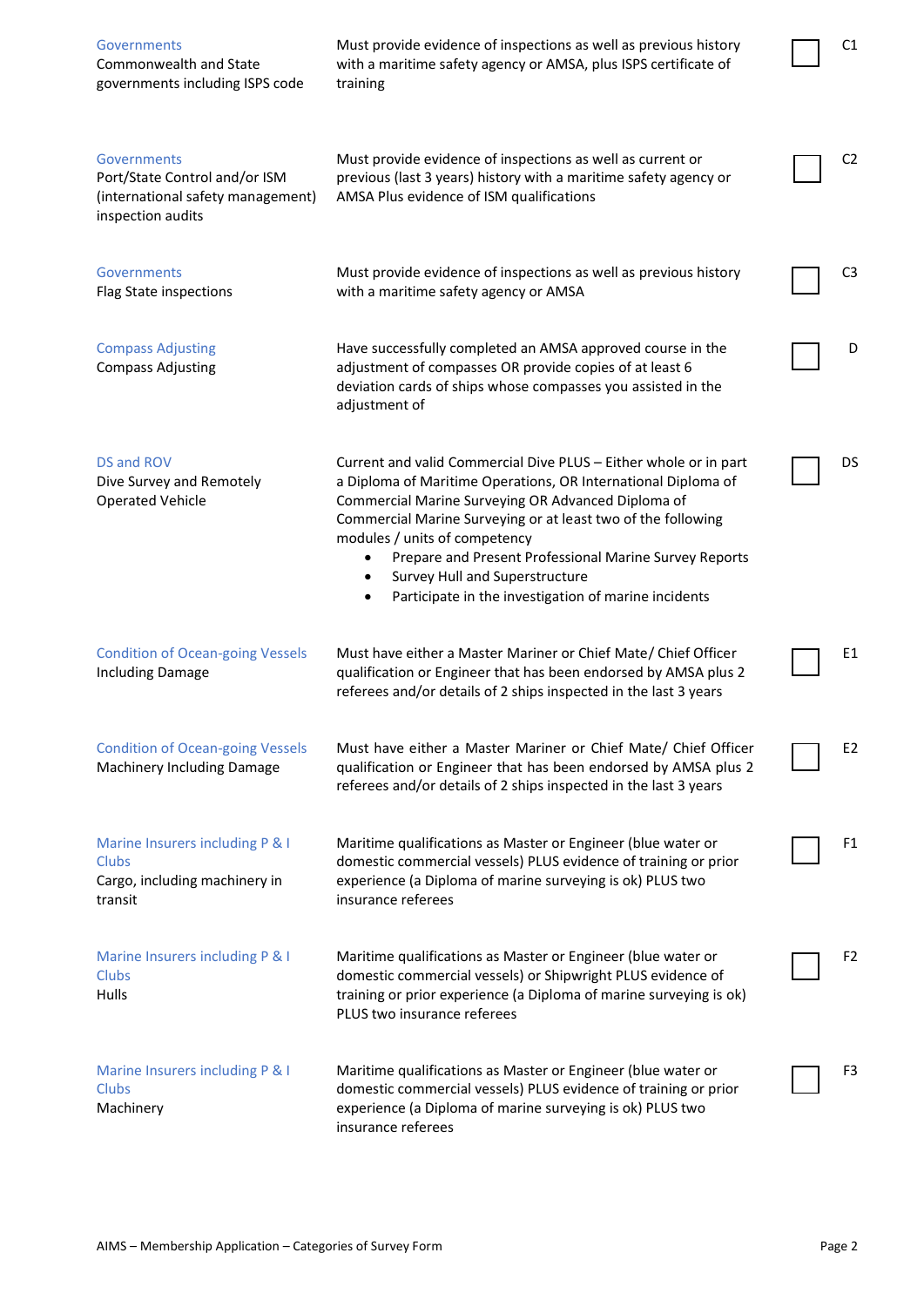| Category | Requirements | | Code |
|---|---|---|---|
| Governments<br>Commonwealth and State governments including ISPS code | Must provide evidence of inspections as well as previous history with a maritime safety agency or AMSA, plus ISPS certificate of training | ☐ | C1 |
| Governments<br>Port/State Control and/or ISM (international safety management) inspection audits | Must provide evidence of inspections as well as current or previous (last 3 years) history with a maritime safety agency or AMSA Plus evidence of ISM qualifications | ☐ | C2 |
| Governments<br>Flag State inspections | Must provide evidence of inspections as well as previous history with a maritime safety agency or AMSA | ☐ | C3 |
| Compass Adjusting<br>Compass Adjusting | Have successfully completed an AMSA approved course in the adjustment of compasses OR provide copies of at least 6 deviation cards of ships whose compasses you assisted in the adjustment of | ☐ | D |
| DS and ROV<br>Dive Survey and Remotely Operated Vehicle | Current and valid Commercial Dive PLUS – Either whole or in part a Diploma of Maritime Operations, OR International Diploma of Commercial Marine Surveying OR Advanced Diploma of Commercial Marine Surveying or at least two of the following modules / units of competency<br>• Prepare and Present Professional Marine Survey Reports<br>• Survey Hull and Superstructure<br>• Participate in the investigation of marine incidents | ☐ | DS |
| Condition of Ocean-going Vessels<br>Including Damage | Must have either a Master Mariner or Chief Mate/ Chief Officer qualification or Engineer that has been endorsed by AMSA plus 2 referees and/or details of 2 ships inspected in the last 3 years | ☐ | E1 |
| Condition of Ocean-going Vessels<br>Machinery Including Damage | Must have either a Master Mariner or Chief Mate/ Chief Officer qualification or Engineer that has been endorsed by AMSA plus 2 referees and/or details of 2 ships inspected in the last 3 years | ☐ | E2 |
| Marine Insurers including P & I Clubs<br>Cargo, including machinery in transit | Maritime qualifications as Master or Engineer (blue water or domestic commercial vessels) PLUS evidence of training or prior experience (a Diploma of marine surveying is ok) PLUS two insurance referees | ☐ | F1 |
| Marine Insurers including P & I Clubs<br>Hulls | Maritime qualifications as Master or Engineer (blue water or domestic commercial vessels) or Shipwright PLUS evidence of training or prior experience (a Diploma of marine surveying is ok) PLUS two insurance referees | ☐ | F2 |
| Marine Insurers including P & I Clubs<br>Machinery | Maritime qualifications as Master or Engineer (blue water or domestic commercial vessels) PLUS evidence of training or prior experience (a Diploma of marine surveying is ok) PLUS two insurance referees | ☐ | F3 |

AIMS – Membership Application – Categories of Survey Form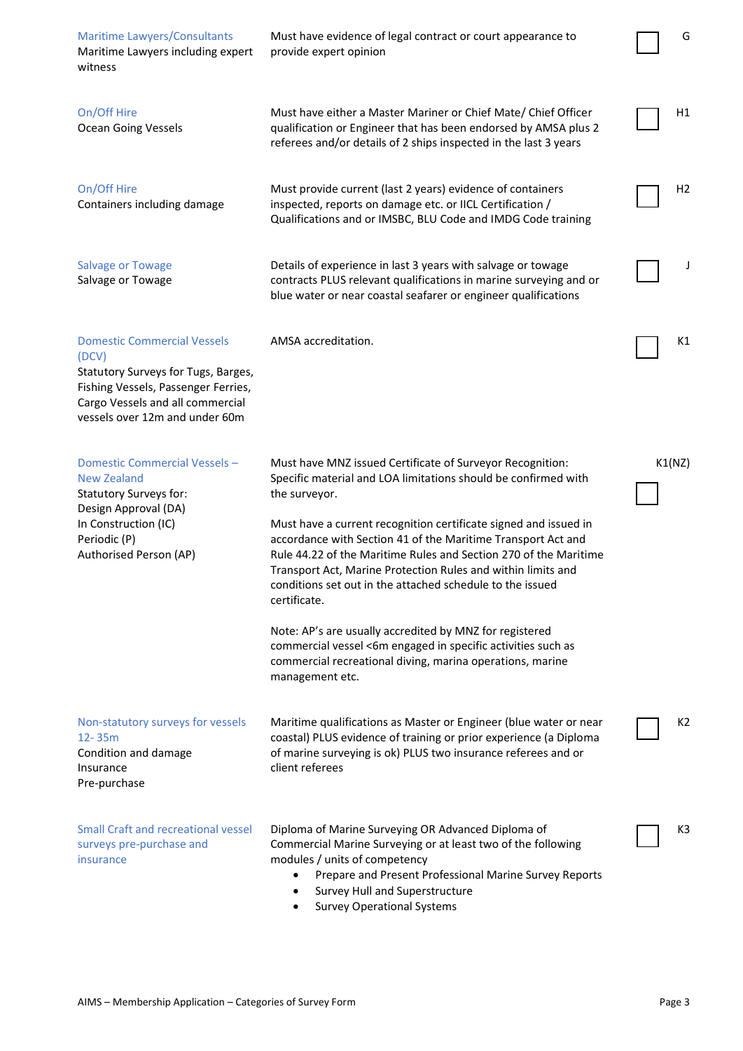| Category | Requirements | | Code |
|---|---|---|---|
| Maritime Lawyers/Consultants<br>Maritime Lawyers including expert witness | Must have evidence of legal contract or court appearance to provide expert opinion | ☐ | G |
| On/Off Hire<br>Ocean Going Vessels | Must have either a Master Mariner or Chief Mate/ Chief Officer qualification or Engineer that has been endorsed by AMSA plus 2 referees and/or details of 2 ships inspected in the last 3 years | ☐ | H1 |
| On/Off Hire<br>Containers including damage | Must provide current (last 2 years) evidence of containers inspected, reports on damage etc. or IICL Certification / Qualifications and or IMSBC, BLU Code and IMDG Code training | ☐ | H2 |
| Salvage or Towage<br>Salvage or Towage | Details of experience in last 3 years with salvage or towage contracts PLUS relevant qualifications in marine surveying and or blue water or near coastal seafarer or engineer qualifications | ☐ | J |
| Domestic Commercial Vessels (DCV)<br>Statutory Surveys for Tugs, Barges, Fishing Vessels, Passenger Ferries, Cargo Vessels and all commercial vessels over 12m and under 60m | AMSA accreditation. | ☐ | K1 |
| Domestic Commercial Vessels – New Zealand<br>Statutory Surveys for:<br>Design Approval (DA)<br>In Construction (IC)<br>Periodic (P)<br>Authorised Person (AP) | Must have MNZ issued Certificate of Surveyor Recognition: Specific material and LOA limitations should be confirmed with the surveyor.<br><br>Must have a current recognition certificate signed and issued in accordance with Section 41 of the Maritime Transport Act and Rule 44.22 of the Maritime Rules and Section 270 of the Maritime Transport Act, Marine Protection Rules and within limits and conditions set out in the attached schedule to the issued certificate.<br><br>Note: AP's are usually accredited by MNZ for registered commercial vessel <6m engaged in specific activities such as commercial recreational diving, marina operations, marine management etc. | ☐ | K1(NZ) |
| Non-statutory surveys for vessels 12- 35m<br>Condition and damage<br>Insurance<br>Pre-purchase | Maritime qualifications as Master or Engineer (blue water or near coastal) PLUS evidence of training or prior experience (a Diploma of marine surveying is ok) PLUS two insurance referees and or client referees | ☐ | K2 |
| Small Craft and recreational vessel surveys pre-purchase and insurance | Diploma of Marine Surveying OR Advanced Diploma of Commercial Marine Surveying or at least two of the following modules / units of competency<br>• Prepare and Present Professional Marine Survey Reports<br>• Survey Hull and Superstructure<br>• Survey Operational Systems | ☐ | K3 |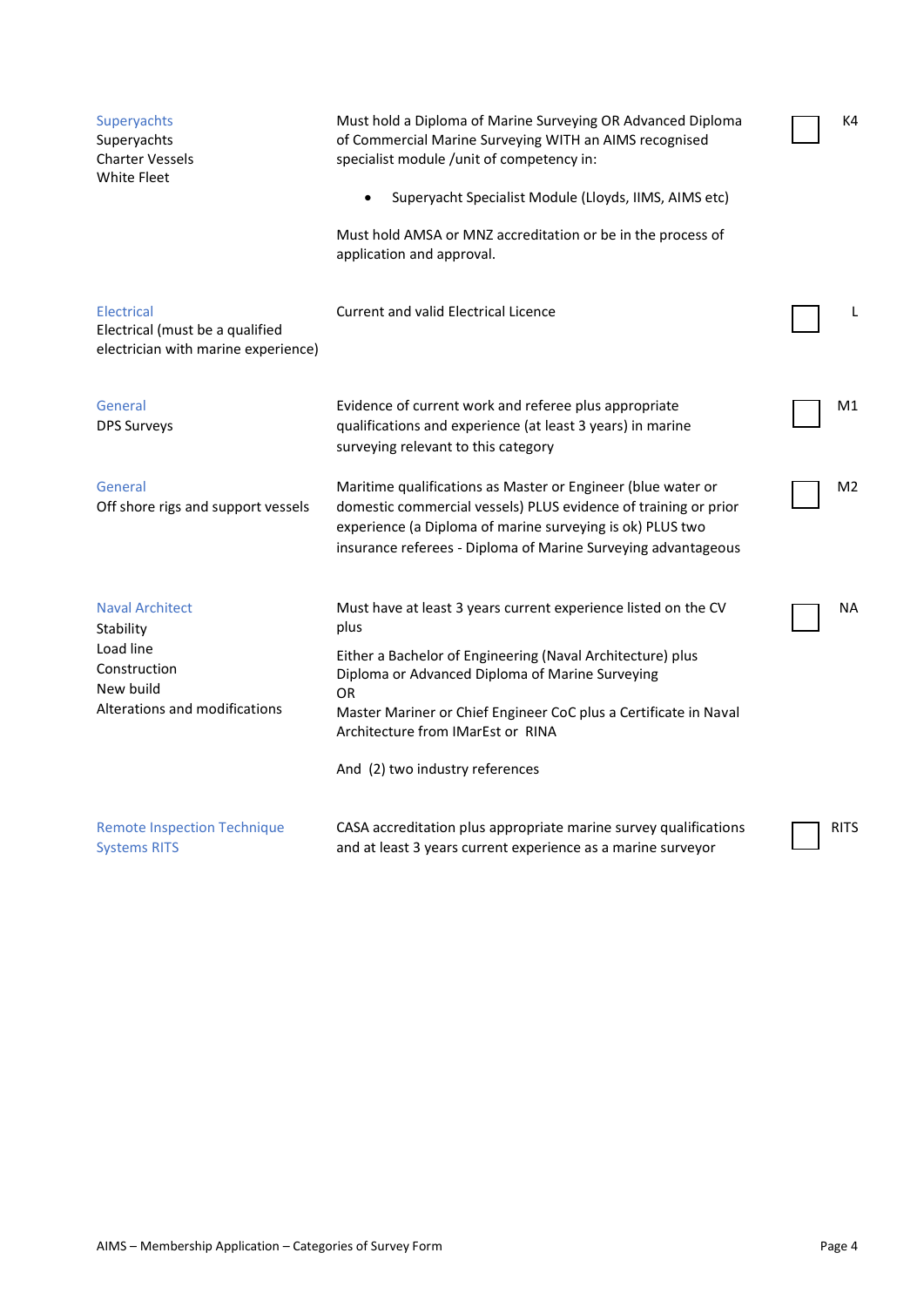| | | | |
|---|---|---|---|
| Superyachts<br>Superyachts<br>Charter Vessels<br>White Fleet | Must hold a Diploma of Marine Surveying OR Advanced Diploma of Commercial Marine Surveying WITH an AIMS recognised specialist module /unit of competency in:<br>• Superyacht Specialist Module (Lloyds, IIMS, AIMS etc)<br>Must hold AMSA or MNZ accreditation or be in the process of application and approval. | ☐ | K4 |
| Electrical<br>Electrical (must be a qualified electrician with marine experience) | Current and valid Electrical Licence | ☐ | L |
| General<br>DPS Surveys | Evidence of current work and referee plus appropriate qualifications and experience (at least 3 years) in marine surveying relevant to this category | ☐ | M1 |
| General<br>Off shore rigs and support vessels | Maritime qualifications as Master or Engineer (blue water or domestic commercial vessels) PLUS evidence of training or prior experience (a Diploma of marine surveying is ok) PLUS two insurance referees - Diploma of Marine Surveying advantageous | ☐ | M2 |
| Naval Architect<br>Stability<br>Load line<br>Construction<br>New build<br>Alterations and modifications | Must have at least 3 years current experience listed on the CV plus<br>Either a Bachelor of Engineering (Naval Architecture) plus Diploma or Advanced Diploma of Marine Surveying<br>OR<br>Master Mariner or Chief Engineer CoC plus a Certificate in Naval Architecture from IMarEst or RINA<br>And (2) two industry references | ☐ | NA |
| Remote Inspection Technique Systems RITS | CASA accreditation plus appropriate marine survey qualifications and at least 3 years current experience as a marine surveyor | ☐ | RITS |